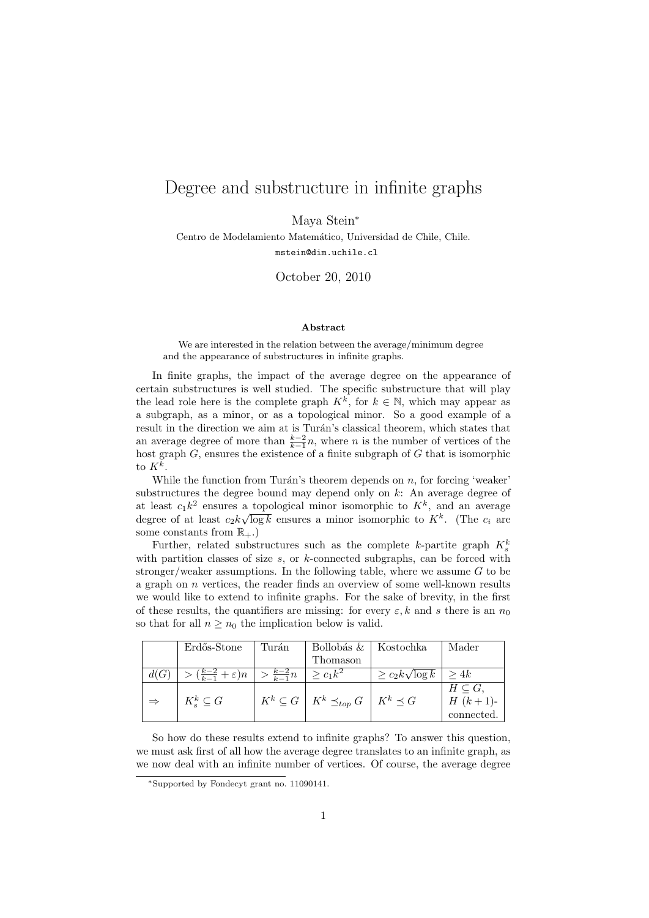# Degree and substructure in infinite graphs

Maya Stein*

Centro de Modelamiento Matemático, Universidad de Chile, Chile.

mstein@dim.uchile.cl

October 20, 2010

**Abstract**

We are interested in the relation between the average/minimum degree and the appearance of substructures in infinite graphs.

In finite graphs, the impact of the average degree on the appearance of certain substructures is well studied. The specific substructure that will play the lead role here is the complete graph $K^k$, for $k \in \mathbb{N}$, which may appear as a subgraph, as a minor, or as a topological minor. So a good example of a result in the direction we aim at is Turán's classical theorem, which states that an average degree of more than $\frac{k-2}{k-1}n$, where $n$ is the number of vertices of the host graph $G$, ensures the existence of a finite subgraph of $G$ that is isomorphic to $K^k$.

While the function from Turán's theorem depends on $n$, for forcing 'weaker' substructures the degree bound may depend only on $k$: An average degree of at least $c_1k^2$ ensures a topological minor isomorphic to $K^k$, and an average degree of at least $c_2k\sqrt{\log k}$ ensures a minor isomorphic to $K^k$. (The $c_i$ are some constants from $\mathbb{R}_+$.)

Further, related substructures such as the complete $k$-partite graph $K^k_s$ with partition classes of size $s$, or $k$-connected subgraphs, can be forced with stronger/weaker assumptions. In the following table, where we assume $G$ to be a graph on $n$ vertices, the reader finds an overview of some well-known results we would like to extend to infinite graphs. For the sake of brevity, in the first of these results, the quantifiers are missing: for every $\varepsilon, k$ and $s$ there is an $n_0$ so that for all $n \geq n_0$ the implication below is valid.

| | Erdős-Stone | Turán | Bollobás & Thomason | Kostochka | Mader |
|---|---|---|---|---|---|
| $d(G)$ | $> (\frac{k-2}{k-1} + \varepsilon)n$ | $> \frac{k-2}{k-1}n$ | $\geq c_1k^2$ | $\geq c_2k\sqrt{\log k}$ | $\geq 4k$ |
| $\Rightarrow$ | $K^k_s \subseteq G$ | $K^k \subseteq G$ | $K^k \preceq_{top} G$ | $K^k \preceq G$ | $H \subseteq G$, $H$ $(k+1)$-connected. |

So how do these results extend to infinite graphs? To answer this question, we must ask first of all how the average degree translates to an infinite graph, as we now deal with an infinite number of vertices. Of course, the average degree

*Supported by Fondecyt grant no. 11090141.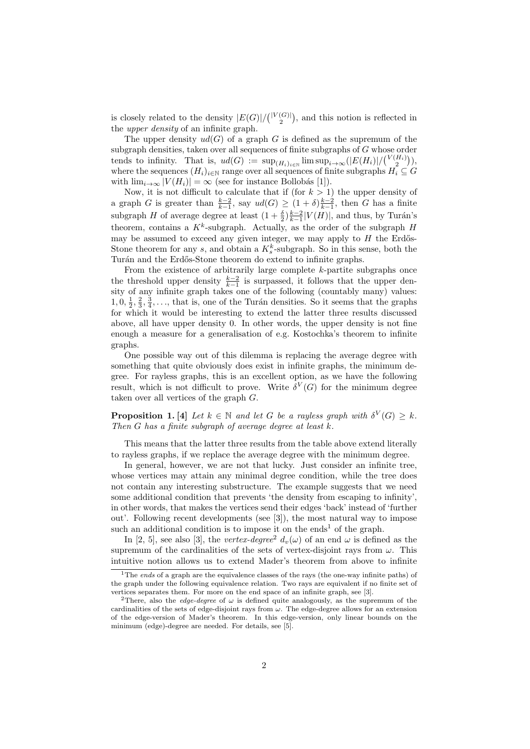is closely related to the density $|E(G)|/\binom{|V(G)|}{2}$, and this notion is reflected in the *upper density* of an infinite graph.

The upper density $ud(G)$ of a graph $G$ is defined as the supremum of the subgraph densities, taken over all sequences of finite subgraphs of $G$ whose order tends to infinity. That is, $ud(G) := \sup_{(H_i)_{i\in\mathbb{N}}} \limsup_{i\to\infty}(|E(H_i)|/\binom{V(H_i)}{2})$, where the sequences $(H_i)_{i\in\mathbb{N}}$ range over all sequences of finite subgraphs $H_i \subseteq G$ with $\lim_{i\to\infty}|V(H_i)| = \infty$ (see for instance Bollobás [1]).

Now, it is not difficult to calculate that if (for $k > 1$) the upper density of a graph $G$ is greater than $\frac{k-2}{k-1}$, say $ud(G) \geq (1+\delta)\frac{k-2}{k-1}$, then $G$ has a finite subgraph $H$ of average degree at least $(1+\frac{\delta}{2})\frac{k-2}{k-1}|V(H)|$, and thus, by Turán's theorem, contains a $K^k$-subgraph. Actually, as the order of the subgraph $H$ may be assumed to exceed any given integer, we may apply to $H$ the Erdős-Stone theorem for any $s$, and obtain a $K^k_s$-subgraph. So in this sense, both the Turán and the Erdős-Stone theorem do extend to infinite graphs.

From the existence of arbitrarily large complete $k$-partite subgraphs once the threshold upper density $\frac{k-2}{k-1}$ is surpassed, it follows that the upper density of any infinite graph takes one of the following (countably many) values: $1, 0, \frac{1}{2}, \frac{2}{3}, \frac{3}{4}, \ldots$, that is, one of the Turán densities. So it seems that the graphs for which it would be interesting to extend the latter three results discussed above, all have upper density 0. In other words, the upper density is not fine enough a measure for a generalisation of e.g. Kostochka's theorem to infinite graphs.

One possible way out of this dilemma is replacing the average degree with something that quite obviously does exist in infinite graphs, the minimum degree. For rayless graphs, this is an excellent option, as we have the following result, which is not difficult to prove. Write $\delta^V(G)$ for the minimum degree taken over all vertices of the graph $G$.

**Proposition 1. [4]** *Let $k \in \mathbb{N}$ and let $G$ be a rayless graph with $\delta^V(G) \geq k$. Then $G$ has a finite subgraph of average degree at least $k$.*

This means that the latter three results from the table above extend literally to rayless graphs, if we replace the average degree with the minimum degree.

In general, however, we are not that lucky. Just consider an infinite tree, whose vertices may attain any minimal degree condition, while the tree does not contain any interesting substructure. The example suggests that we need some additional condition that prevents 'the density from escaping to infinity', in other words, that makes the vertices send their edges 'back' instead of 'further out'. Following recent developments (see [3]), the most natural way to impose such an additional condition is to impose it on the ends[1] of the graph.

In [2, 5], see also [3], the *vertex-degree*[2] $d_v(\omega)$ of an end $\omega$ is defined as the supremum of the cardinalities of the sets of vertex-disjoint rays from $\omega$. This intuitive notion allows us to extend Mader's theorem from above to infinite

[1] The *ends* of a graph are the equivalence classes of the rays (the one-way infinite paths) of the graph under the following equivalence relation. Two rays are equivalent if no finite set of vertices separates them. For more on the end space of an infinite graph, see [3].

[2] There, also the *edge-degree* of $\omega$ is defined quite analogously, as the supremum of the cardinalities of the sets of edge-disjoint rays from $\omega$. The edge-degree allows for an extension of the edge-version of Mader's theorem. In this edge-version, only linear bounds on the minimum (edge)-degree are needed. For details, see [5].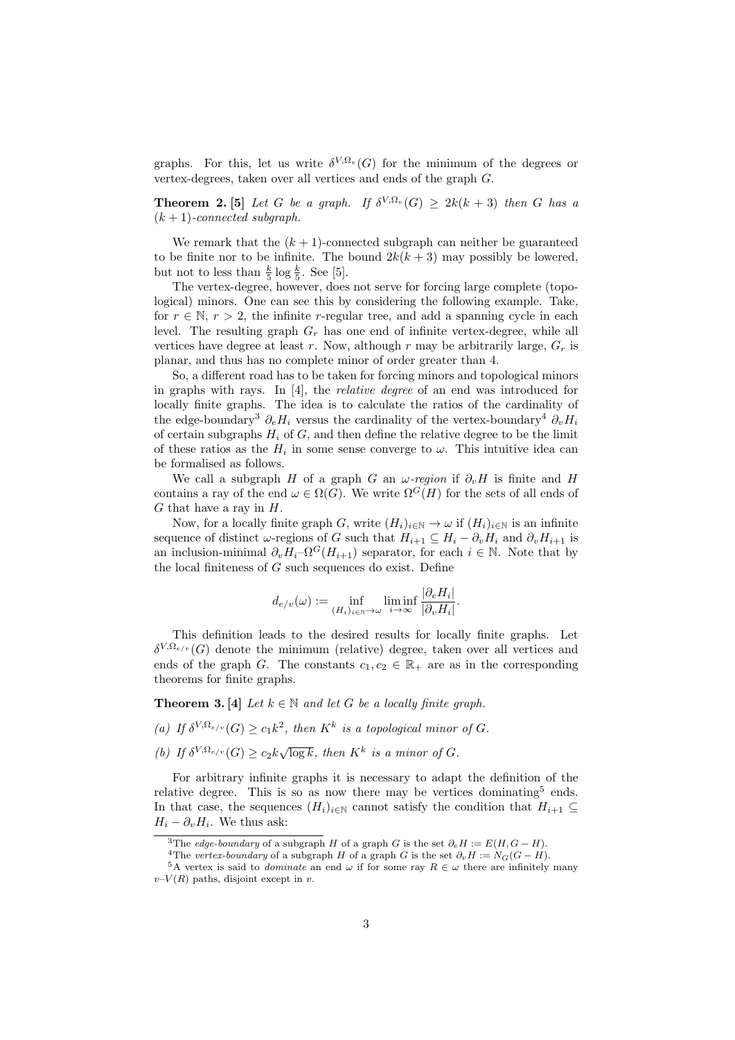graphs. For this, let us write $\delta^{V,\Omega_v}(G)$ for the minimum of the degrees or vertex-degrees, taken over all vertices and ends of the graph $G$.

**Theorem 2.** **[5]** *Let $G$ be a graph. If $\delta^{V,\Omega_v}(G) \geq 2k(k+3)$ then $G$ has a $(k+1)$-connected subgraph.*

We remark that the $(k+1)$-connected subgraph can neither be guaranteed to be finite nor to be infinite. The bound $2k(k+3)$ may possibly be lowered, but not to less than $\frac{k}{5}\log\frac{k}{5}$. See [5].

The vertex-degree, however, does not serve for forcing large complete (topological) minors. One can see this by considering the following example. Take, for $r \in \mathbb{N}$, $r > 2$, the infinite $r$-regular tree, and add a spanning cycle in each level. The resulting graph $G_r$ has one end of infinite vertex-degree, while all vertices have degree at least $r$. Now, although $r$ may be arbitrarily large, $G_r$ is planar, and thus has no complete minor of order greater than 4.

So, a different road has to be taken for forcing minors and topological minors in graphs with rays. In [4], the *relative degree* of an end was introduced for locally finite graphs. The idea is to calculate the ratios of the cardinality of the edge-boundary[3] $\partial_e H_i$ versus the cardinality of the vertex-boundary[4] $\partial_v H_i$ of certain subgraphs $H_i$ of $G$, and then define the relative degree to be the limit of these ratios as the $H_i$ in some sense converge to $\omega$. This intuitive idea can be formalised as follows.

We call a subgraph $H$ of a graph $G$ an *$\omega$-region* if $\partial_v H$ is finite and $H$ contains a ray of the end $\omega \in \Omega(G)$. We write $\Omega^G(H)$ for the sets of all ends of $G$ that have a ray in $H$.

Now, for a locally finite graph $G$, write $(H_i)_{i\in\mathbb{N}} \to \omega$ if $(H_i)_{i\in\mathbb{N}}$ is an infinite sequence of distinct $\omega$-regions of $G$ such that $H_{i+1} \subseteq H_i - \partial_v H_i$ and $\partial_v H_{i+1}$ is an inclusion-minimal $\partial_v H_i$–$\Omega^G(H_{i+1})$ separator, for each $i \in \mathbb{N}$. Note that by the local finiteness of $G$ such sequences do exist. Define

$$d_{e/v}(\omega) := \inf_{(H_i)_{i\in\mathbb{N}}\to\omega} \liminf_{i\to\infty} \frac{|\partial_e H_i|}{|\partial_v H_i|}.$$

This definition leads to the desired results for locally finite graphs. Let $\delta^{V,\Omega_{e/v}}(G)$ denote the minimum (relative) degree, taken over all vertices and ends of the graph $G$. The constants $c_1, c_2 \in \mathbb{R}_+$ are as in the corresponding theorems for finite graphs.

**Theorem 3.** **[4]** *Let $k \in \mathbb{N}$ and let $G$ be a locally finite graph.*

*(a) If $\delta^{V,\Omega_{e/v}}(G) \geq c_1 k^2$, then $K^k$ is a topological minor of $G$.*

*(b) If $\delta^{V,\Omega_{e/v}}(G) \geq c_2 k\sqrt{\log k}$, then $K^k$ is a minor of $G$.*

For arbitrary infinite graphs it is necessary to adapt the definition of the relative degree. This is so as now there may be vertices dominating[5] ends. In that case, the sequences $(H_i)_{i\in\mathbb{N}}$ cannot satisfy the condition that $H_{i+1} \subseteq H_i - \partial_v H_i$. We thus ask:

---

[3] The *edge-boundary* of a subgraph $H$ of a graph $G$ is the set $\partial_e H := E(H, G-H)$.

[4] The *vertex-boundary* of a subgraph $H$ of a graph $G$ is the set $\partial_v H := N_G(G-H)$.

[5] A vertex is said to *dominate* an end $\omega$ if for some ray $R \in \omega$ there are infinitely many $v$–$V(R)$ paths, disjoint except in $v$.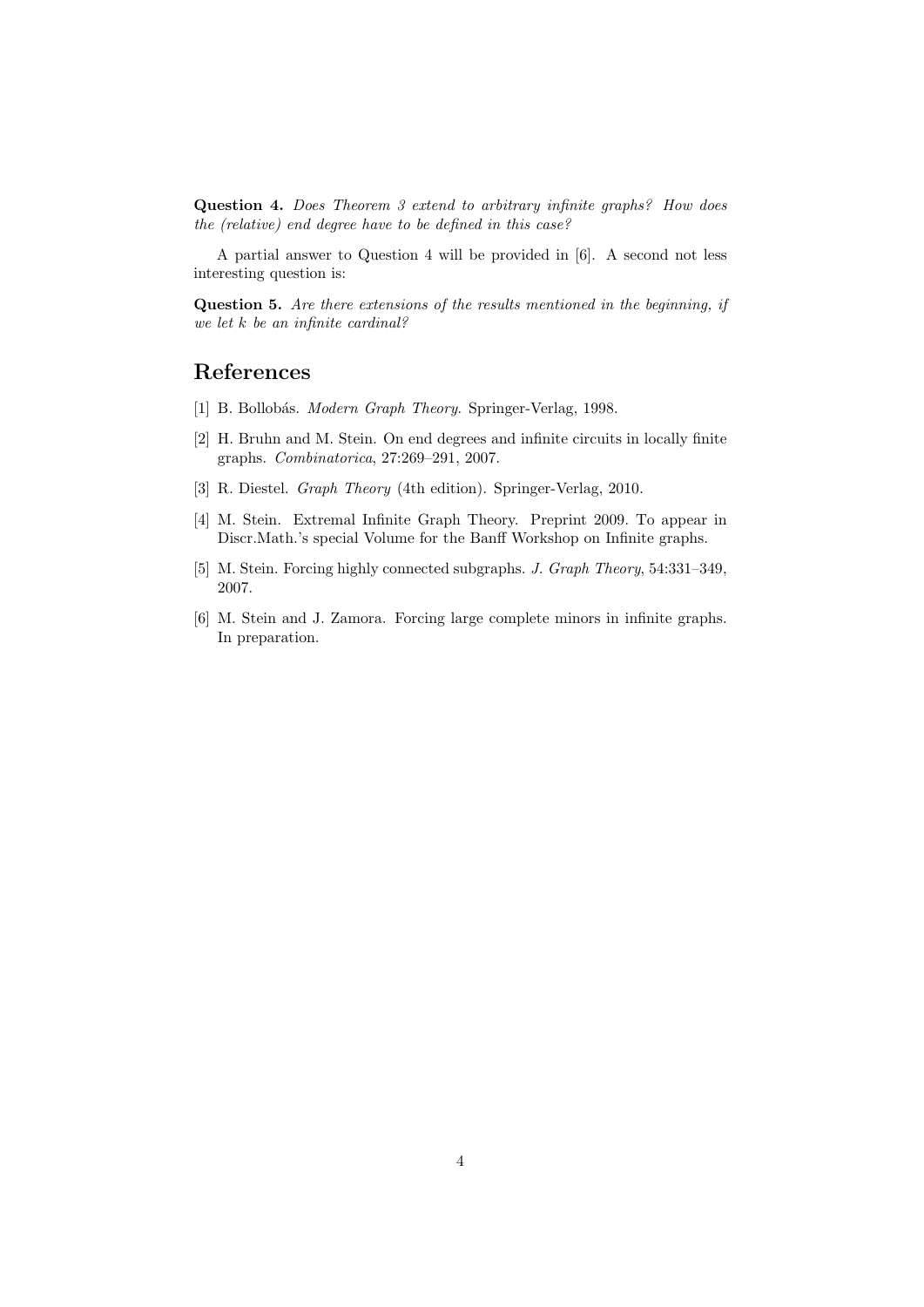**Question 4.** *Does Theorem 3 extend to arbitrary infinite graphs? How does the (relative) end degree have to be defined in this case?*

A partial answer to Question 4 will be provided in [6]. A second not less interesting question is:

**Question 5.** *Are there extensions of the results mentioned in the beginning, if we let $k$ be an infinite cardinal?*

## References

[1] B. Bollobás. *Modern Graph Theory.* Springer-Verlag, 1998.

[2] H. Bruhn and M. Stein. On end degrees and infinite circuits in locally finite graphs. *Combinatorica*, 27:269–291, 2007.

[3] R. Diestel. *Graph Theory* (4th edition). Springer-Verlag, 2010.

[4] M. Stein. Extremal Infinite Graph Theory. Preprint 2009. To appear in Discr.Math.'s special Volume for the Banff Workshop on Infinite graphs.

[5] M. Stein. Forcing highly connected subgraphs. *J. Graph Theory*, 54:331–349, 2007.

[6] M. Stein and J. Zamora. Forcing large complete minors in infinite graphs. In preparation.